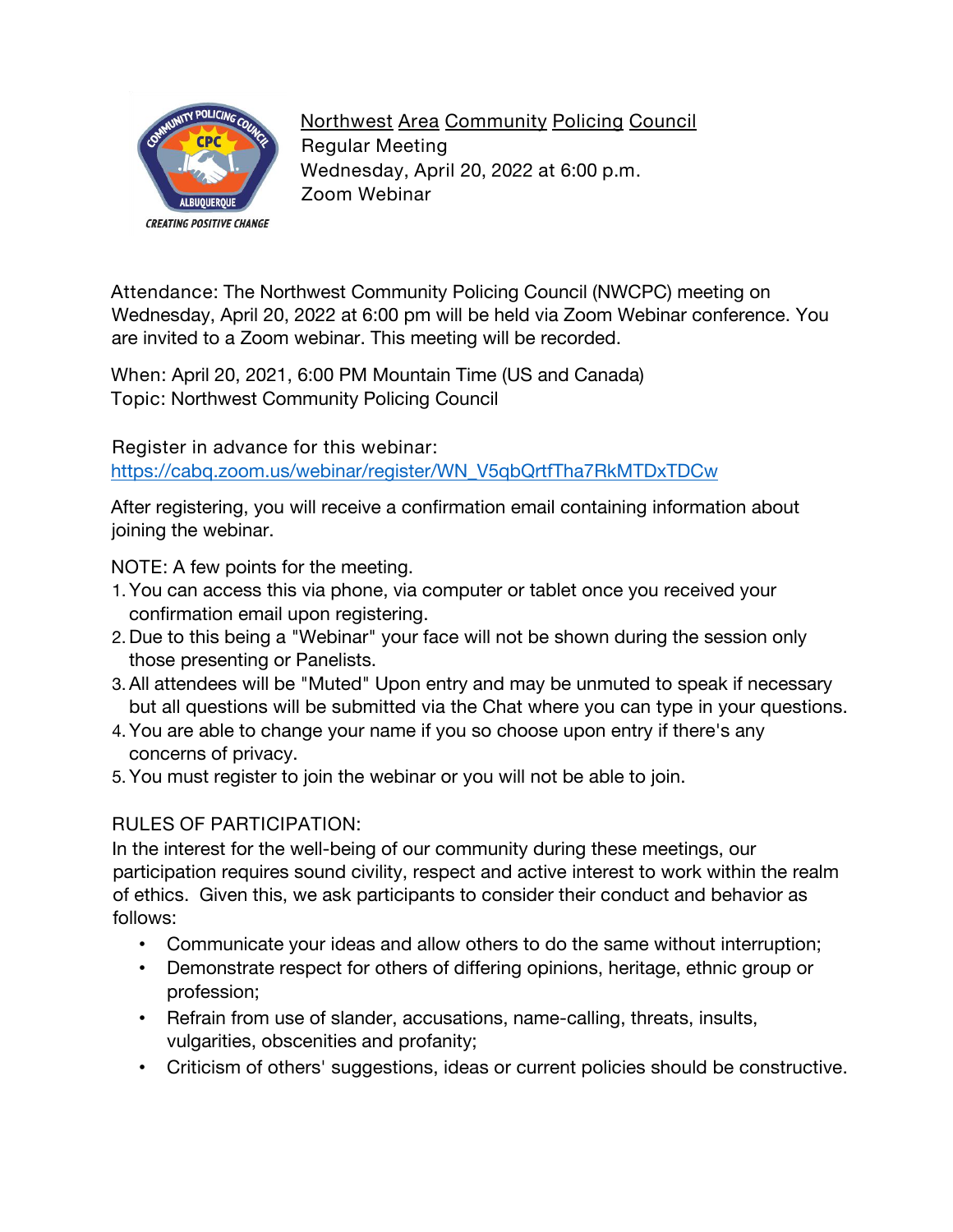Northwest Area Community Policing Council
Regular Meeting
Wednesday, April 20, 2022 at 6:00 p.m.
Zoom Webinar

Attendance: The Northwest Community Policing Council (NWCPC) meeting on Wednesday, April 20, 2022 at 6:00 pm will be held via Zoom Webinar conference. You are invited to a Zoom webinar. This meeting will be recorded.

When: April 20, 2021, 6:00 PM Mountain Time (US and Canada)
Topic: Northwest Community Policing Council

Register in advance for this webinar:
https://cabq.zoom.us/webinar/register/WN_V5qbQrtfTha7RkMTDxTDCw

After registering, you will receive a confirmation email containing information about joining the webinar.

NOTE: A few points for the meeting.

1. You can access this via phone, via computer or tablet once you received your confirmation email upon registering.
2. Due to this being a "Webinar" your face will not be shown during the session only those presenting or Panelists.
3. All attendees will be "Muted" Upon entry and may be unmuted to speak if necessary but all questions will be submitted via the Chat where you can type in your questions.
4. You are able to change your name if you so choose upon entry if there's any concerns of privacy.
5. You must register to join the webinar or you will not be able to join.

RULES OF PARTICIPATION:
In the interest for the well-being of our community during these meetings, our participation requires sound civility, respect and active interest to work within the realm of ethics. Given this, we ask participants to consider their conduct and behavior as follows:

- Communicate your ideas and allow others to do the same without interruption;
- Demonstrate respect for others of differing opinions, heritage, ethnic group or profession;
- Refrain from use of slander, accusations, name-calling, threats, insults, vulgarities, obscenities and profanity;
- Criticism of others' suggestions, ideas or current policies should be constructive.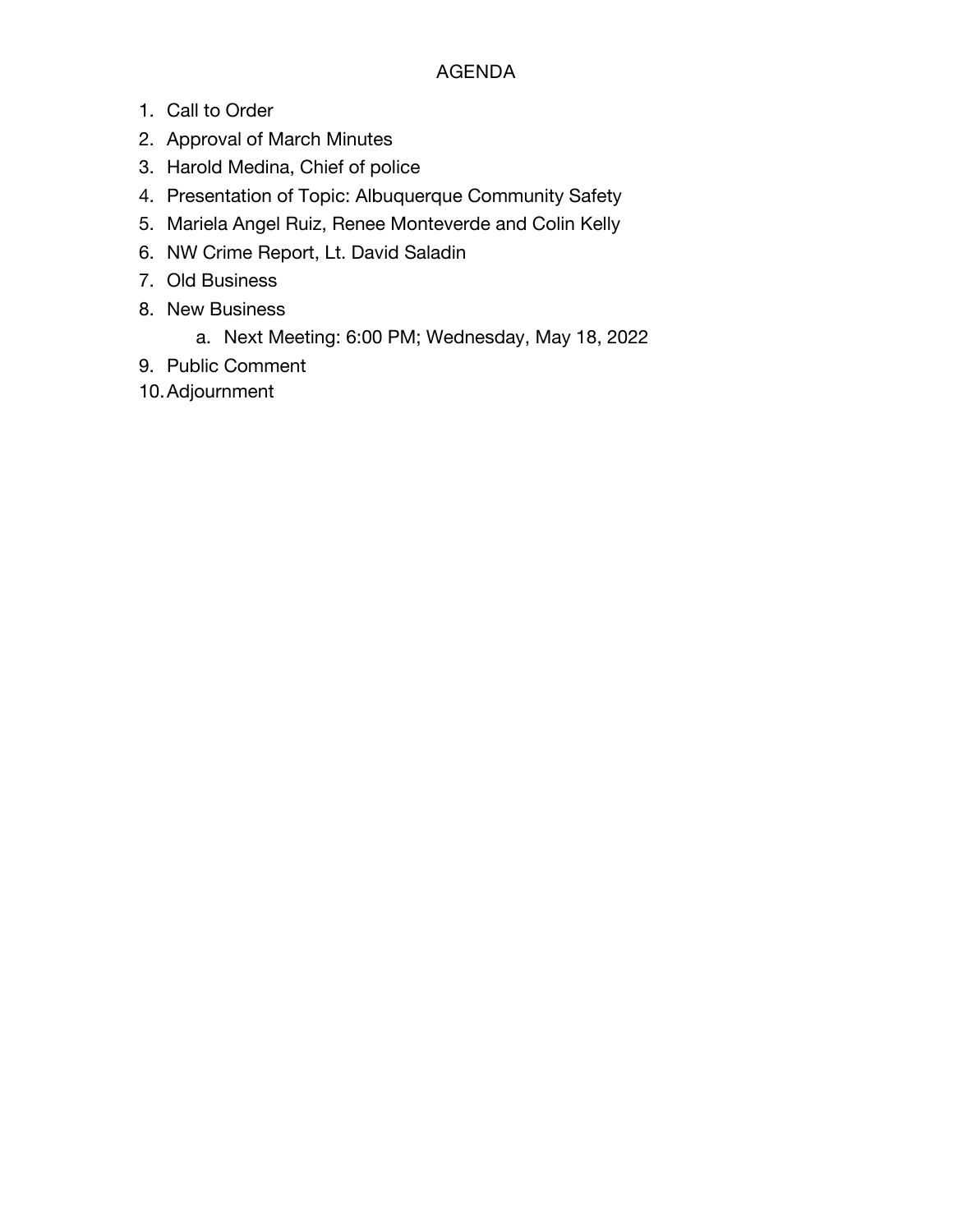# AGENDA

1. Call to Order
2. Approval of March Minutes
3. Harold Medina, Chief of police
4. Presentation of Topic: Albuquerque Community Safety
5. Mariela Angel Ruiz, Renee Monteverde and Colin Kelly
6. NW Crime Report, Lt. David Saladin
7. Old Business
8. New Business
    a. Next Meeting: 6:00 PM; Wednesday, May 18, 2022
9. Public Comment
10. Adjournment